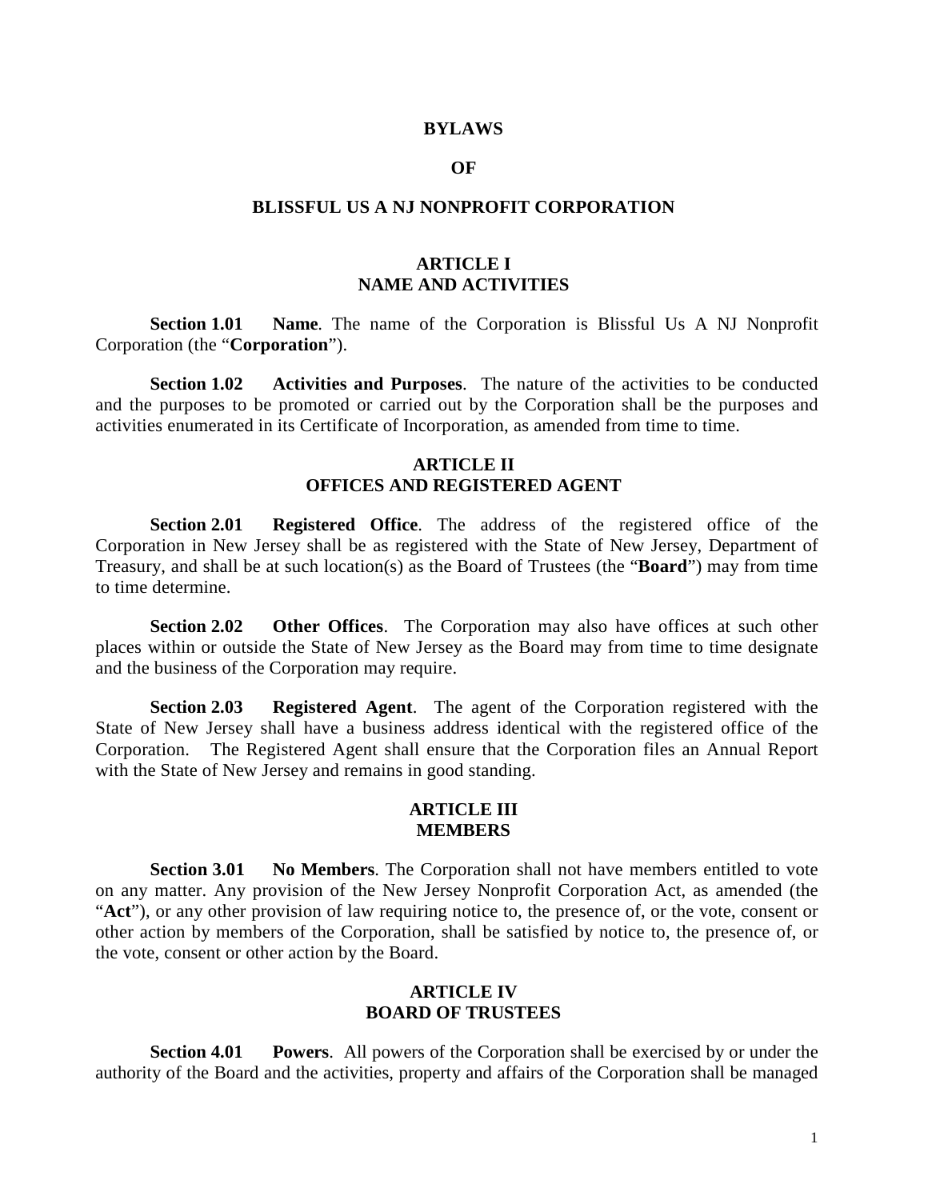# BYLAWS

# OF

# BLISSFUL US A NJ NONPROFIT CORPORATION

## ARTICLE I
## NAME AND ACTIVITIES

**Section 1.01 Name**. The name of the Corporation is Blissful Us A NJ Nonprofit Corporation (the "**Corporation**").

**Section 1.02 Activities and Purposes**. The nature of the activities to be conducted and the purposes to be promoted or carried out by the Corporation shall be the purposes and activities enumerated in its Certificate of Incorporation, as amended from time to time.

## ARTICLE II
## OFFICES AND REGISTERED AGENT

**Section 2.01 Registered Office**. The address of the registered office of the Corporation in New Jersey shall be as registered with the State of New Jersey, Department of Treasury, and shall be at such location(s) as the Board of Trustees (the "**Board**") may from time to time determine.

**Section 2.02 Other Offices**. The Corporation may also have offices at such other places within or outside the State of New Jersey as the Board may from time to time designate and the business of the Corporation may require.

**Section 2.03 Registered Agent**. The agent of the Corporation registered with the State of New Jersey shall have a business address identical with the registered office of the Corporation. The Registered Agent shall ensure that the Corporation files an Annual Report with the State of New Jersey and remains in good standing.

## ARTICLE III
## MEMBERS

**Section 3.01 No Members**. The Corporation shall not have members entitled to vote on any matter. Any provision of the New Jersey Nonprofit Corporation Act, as amended (the "**Act**"), or any other provision of law requiring notice to, the presence of, or the vote, consent or other action by members of the Corporation, shall be satisfied by notice to, the presence of, or the vote, consent or other action by the Board.

## ARTICLE IV
## BOARD OF TRUSTEES

**Section 4.01 Powers**. All powers of the Corporation shall be exercised by or under the authority of the Board and the activities, property and affairs of the Corporation shall be managed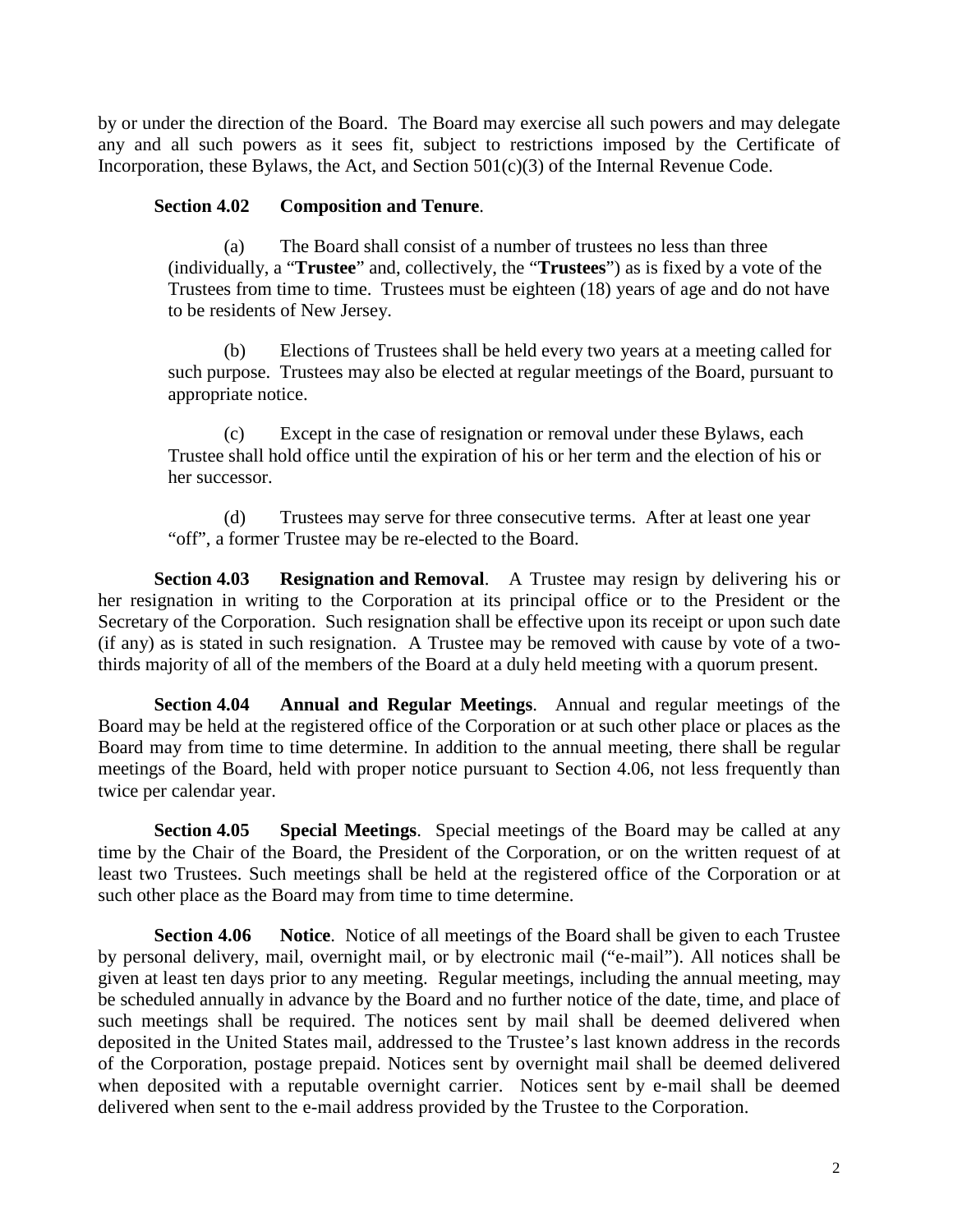by or under the direction of the Board. The Board may exercise all such powers and may delegate any and all such powers as it sees fit, subject to restrictions imposed by the Certificate of Incorporation, these Bylaws, the Act, and Section 501(c)(3) of the Internal Revenue Code.

**Section 4.02 Composition and Tenure**.

(a) The Board shall consist of a number of trustees no less than three (individually, a "**Trustee**" and, collectively, the "**Trustees**") as is fixed by a vote of the Trustees from time to time. Trustees must be eighteen (18) years of age and do not have to be residents of New Jersey.

(b) Elections of Trustees shall be held every two years at a meeting called for such purpose. Trustees may also be elected at regular meetings of the Board, pursuant to appropriate notice.

(c) Except in the case of resignation or removal under these Bylaws, each Trustee shall hold office until the expiration of his or her term and the election of his or her successor.

(d) Trustees may serve for three consecutive terms. After at least one year "off", a former Trustee may be re-elected to the Board.

**Section 4.03 Resignation and Removal**. A Trustee may resign by delivering his or her resignation in writing to the Corporation at its principal office or to the President or the Secretary of the Corporation. Such resignation shall be effective upon its receipt or upon such date (if any) as is stated in such resignation. A Trustee may be removed with cause by vote of a two-thirds majority of all of the members of the Board at a duly held meeting with a quorum present.

**Section 4.04 Annual and Regular Meetings**. Annual and regular meetings of the Board may be held at the registered office of the Corporation or at such other place or places as the Board may from time to time determine. In addition to the annual meeting, there shall be regular meetings of the Board, held with proper notice pursuant to Section 4.06, not less frequently than twice per calendar year.

**Section 4.05 Special Meetings**. Special meetings of the Board may be called at any time by the Chair of the Board, the President of the Corporation, or on the written request of at least two Trustees. Such meetings shall be held at the registered office of the Corporation or at such other place as the Board may from time to time determine.

**Section 4.06 Notice**. Notice of all meetings of the Board shall be given to each Trustee by personal delivery, mail, overnight mail, or by electronic mail ("e-mail"). All notices shall be given at least ten days prior to any meeting. Regular meetings, including the annual meeting, may be scheduled annually in advance by the Board and no further notice of the date, time, and place of such meetings shall be required. The notices sent by mail shall be deemed delivered when deposited in the United States mail, addressed to the Trustee's last known address in the records of the Corporation, postage prepaid. Notices sent by overnight mail shall be deemed delivered when deposited with a reputable overnight carrier. Notices sent by e-mail shall be deemed delivered when sent to the e-mail address provided by the Trustee to the Corporation.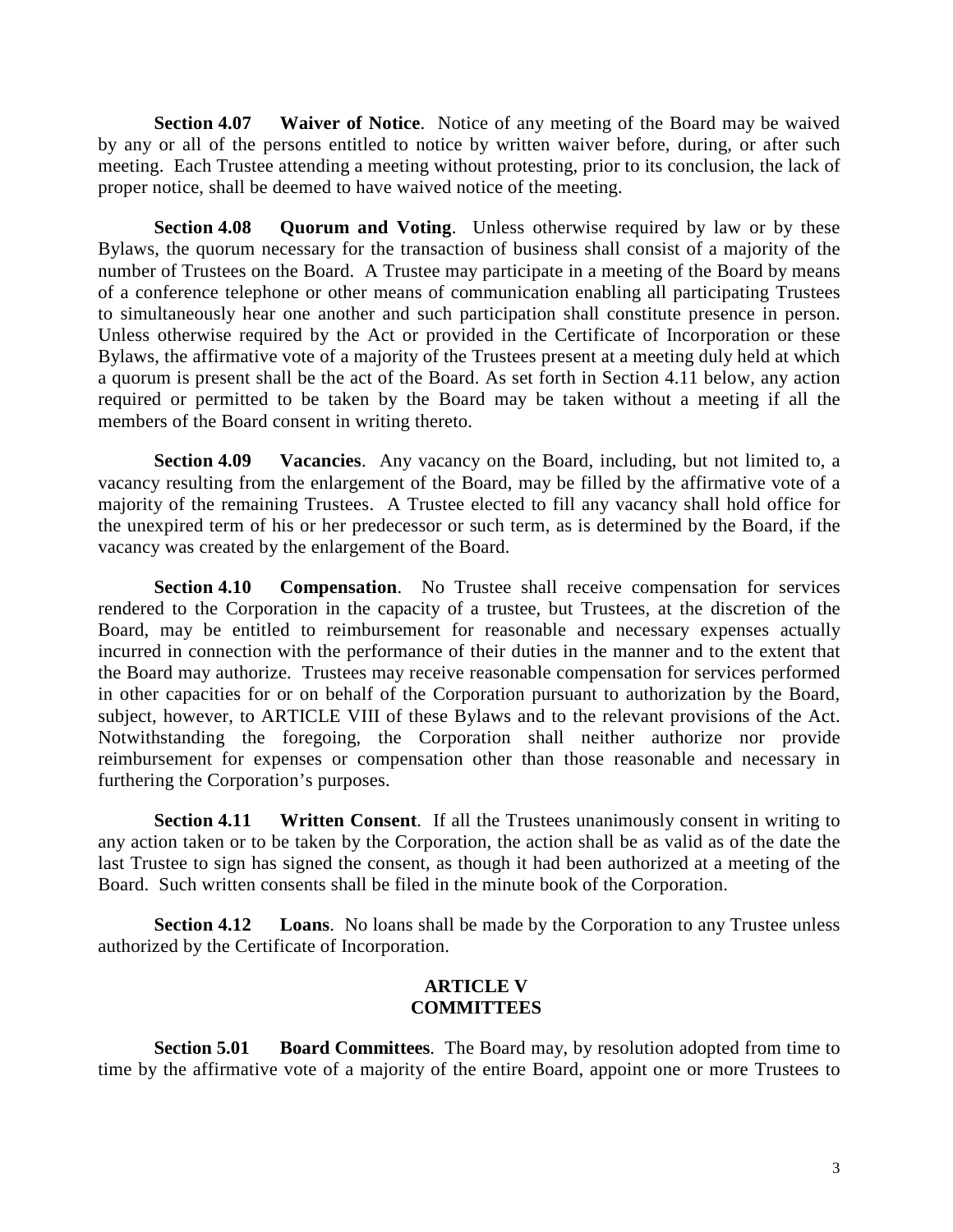**Section 4.07 Waiver of Notice**. Notice of any meeting of the Board may be waived by any or all of the persons entitled to notice by written waiver before, during, or after such meeting. Each Trustee attending a meeting without protesting, prior to its conclusion, the lack of proper notice, shall be deemed to have waived notice of the meeting.

**Section 4.08 Quorum and Voting**. Unless otherwise required by law or by these Bylaws, the quorum necessary for the transaction of business shall consist of a majority of the number of Trustees on the Board. A Trustee may participate in a meeting of the Board by means of a conference telephone or other means of communication enabling all participating Trustees to simultaneously hear one another and such participation shall constitute presence in person. Unless otherwise required by the Act or provided in the Certificate of Incorporation or these Bylaws, the affirmative vote of a majority of the Trustees present at a meeting duly held at which a quorum is present shall be the act of the Board. As set forth in Section 4.11 below, any action required or permitted to be taken by the Board may be taken without a meeting if all the members of the Board consent in writing thereto.

**Section 4.09 Vacancies**. Any vacancy on the Board, including, but not limited to, a vacancy resulting from the enlargement of the Board, may be filled by the affirmative vote of a majority of the remaining Trustees. A Trustee elected to fill any vacancy shall hold office for the unexpired term of his or her predecessor or such term, as is determined by the Board, if the vacancy was created by the enlargement of the Board.

**Section 4.10 Compensation**. No Trustee shall receive compensation for services rendered to the Corporation in the capacity of a trustee, but Trustees, at the discretion of the Board, may be entitled to reimbursement for reasonable and necessary expenses actually incurred in connection with the performance of their duties in the manner and to the extent that the Board may authorize. Trustees may receive reasonable compensation for services performed in other capacities for or on behalf of the Corporation pursuant to authorization by the Board, subject, however, to ARTICLE VIII of these Bylaws and to the relevant provisions of the Act. Notwithstanding the foregoing, the Corporation shall neither authorize nor provide reimbursement for expenses or compensation other than those reasonable and necessary in furthering the Corporation's purposes.

**Section 4.11 Written Consent**. If all the Trustees unanimously consent in writing to any action taken or to be taken by the Corporation, the action shall be as valid as of the date the last Trustee to sign has signed the consent, as though it had been authorized at a meeting of the Board. Such written consents shall be filed in the minute book of the Corporation.

**Section 4.12 Loans**. No loans shall be made by the Corporation to any Trustee unless authorized by the Certificate of Incorporation.

## ARTICLE V
## COMMITTEES

**Section 5.01 Board Committees**. The Board may, by resolution adopted from time to time by the affirmative vote of a majority of the entire Board, appoint one or more Trustees to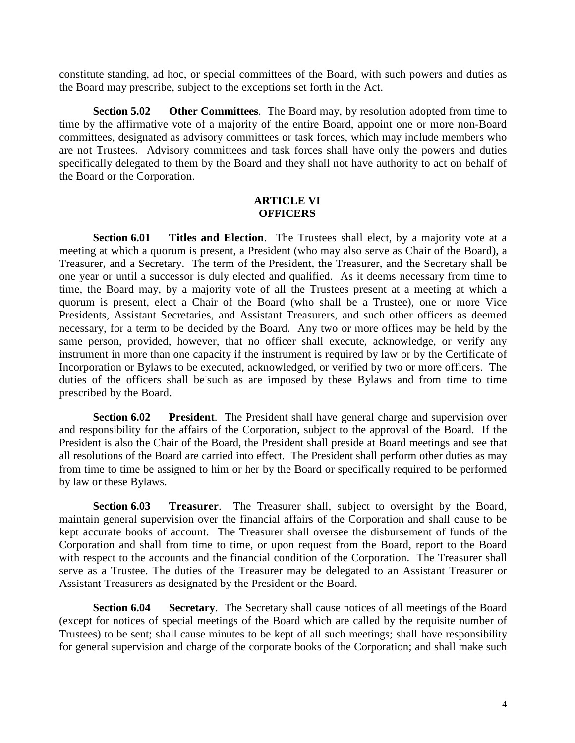constitute standing, ad hoc, or special committees of the Board, with such powers and duties as the Board may prescribe, subject to the exceptions set forth in the Act.

**Section 5.02 Other Committees**. The Board may, by resolution adopted from time to time by the affirmative vote of a majority of the entire Board, appoint one or more non-Board committees, designated as advisory committees or task forces, which may include members who are not Trustees. Advisory committees and task forces shall have only the powers and duties specifically delegated to them by the Board and they shall not have authority to act on behalf of the Board or the Corporation.

## ARTICLE VI
## OFFICERS

**Section 6.01 Titles and Election**. The Trustees shall elect, by a majority vote at a meeting at which a quorum is present, a President (who may also serve as Chair of the Board), a Treasurer, and a Secretary. The term of the President, the Treasurer, and the Secretary shall be one year or until a successor is duly elected and qualified. As it deems necessary from time to time, the Board may, by a majority vote of all the Trustees present at a meeting at which a quorum is present, elect a Chair of the Board (who shall be a Trustee), one or more Vice Presidents, Assistant Secretaries, and Assistant Treasurers, and such other officers as deemed necessary, for a term to be decided by the Board. Any two or more offices may be held by the same person, provided, however, that no officer shall execute, acknowledge, or verify any instrument in more than one capacity if the instrument is required by law or by the Certificate of Incorporation or Bylaws to be executed, acknowledged, or verified by two or more officers. The duties of the officers shall be such as are imposed by these Bylaws and from time to time prescribed by the Board.

**Section 6.02 President**. The President shall have general charge and supervision over and responsibility for the affairs of the Corporation, subject to the approval of the Board. If the President is also the Chair of the Board, the President shall preside at Board meetings and see that all resolutions of the Board are carried into effect. The President shall perform other duties as may from time to time be assigned to him or her by the Board or specifically required to be performed by law or these Bylaws.

**Section 6.03 Treasurer**. The Treasurer shall, subject to oversight by the Board, maintain general supervision over the financial affairs of the Corporation and shall cause to be kept accurate books of account. The Treasurer shall oversee the disbursement of funds of the Corporation and shall from time to time, or upon request from the Board, report to the Board with respect to the accounts and the financial condition of the Corporation. The Treasurer shall serve as a Trustee. The duties of the Treasurer may be delegated to an Assistant Treasurer or Assistant Treasurers as designated by the President or the Board.

**Section 6.04 Secretary**. The Secretary shall cause notices of all meetings of the Board (except for notices of special meetings of the Board which are called by the requisite number of Trustees) to be sent; shall cause minutes to be kept of all such meetings; shall have responsibility for general supervision and charge of the corporate books of the Corporation; and shall make such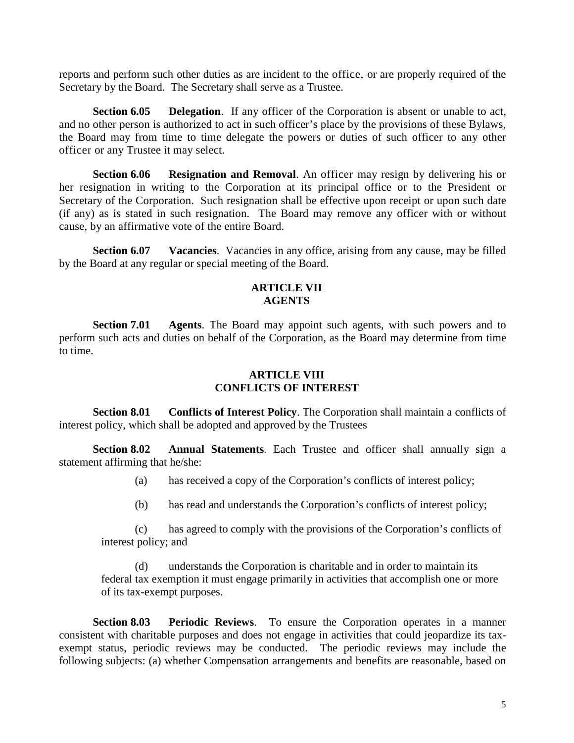reports and perform such other duties as are incident to the office, or are properly required of the Secretary by the Board. The Secretary shall serve as a Trustee.

**Section 6.05 Delegation**. If any officer of the Corporation is absent or unable to act, and no other person is authorized to act in such officer's place by the provisions of these Bylaws, the Board may from time to time delegate the powers or duties of such officer to any other officer or any Trustee it may select.

**Section 6.06 Resignation and Removal**. An officer may resign by delivering his or her resignation in writing to the Corporation at its principal office or to the President or Secretary of the Corporation. Such resignation shall be effective upon receipt or upon such date (if any) as is stated in such resignation. The Board may remove any officer with or without cause, by an affirmative vote of the entire Board.

**Section 6.07 Vacancies**. Vacancies in any office, arising from any cause, may be filled by the Board at any regular or special meeting of the Board.

## ARTICLE VII
## AGENTS

**Section 7.01 Agents**. The Board may appoint such agents, with such powers and to perform such acts and duties on behalf of the Corporation, as the Board may determine from time to time.

## ARTICLE VIII
## CONFLICTS OF INTEREST

**Section 8.01 Conflicts of Interest Policy**. The Corporation shall maintain a conflicts of interest policy, which shall be adopted and approved by the Trustees

**Section 8.02 Annual Statements**. Each Trustee and officer shall annually sign a statement affirming that he/she:

(a) has received a copy of the Corporation's conflicts of interest policy;

(b) has read and understands the Corporation's conflicts of interest policy;

(c) has agreed to comply with the provisions of the Corporation's conflicts of interest policy; and

(d) understands the Corporation is charitable and in order to maintain its federal tax exemption it must engage primarily in activities that accomplish one or more of its tax-exempt purposes.

**Section 8.03 Periodic Reviews**. To ensure the Corporation operates in a manner consistent with charitable purposes and does not engage in activities that could jeopardize its tax-exempt status, periodic reviews may be conducted. The periodic reviews may include the following subjects: (a) whether Compensation arrangements and benefits are reasonable, based on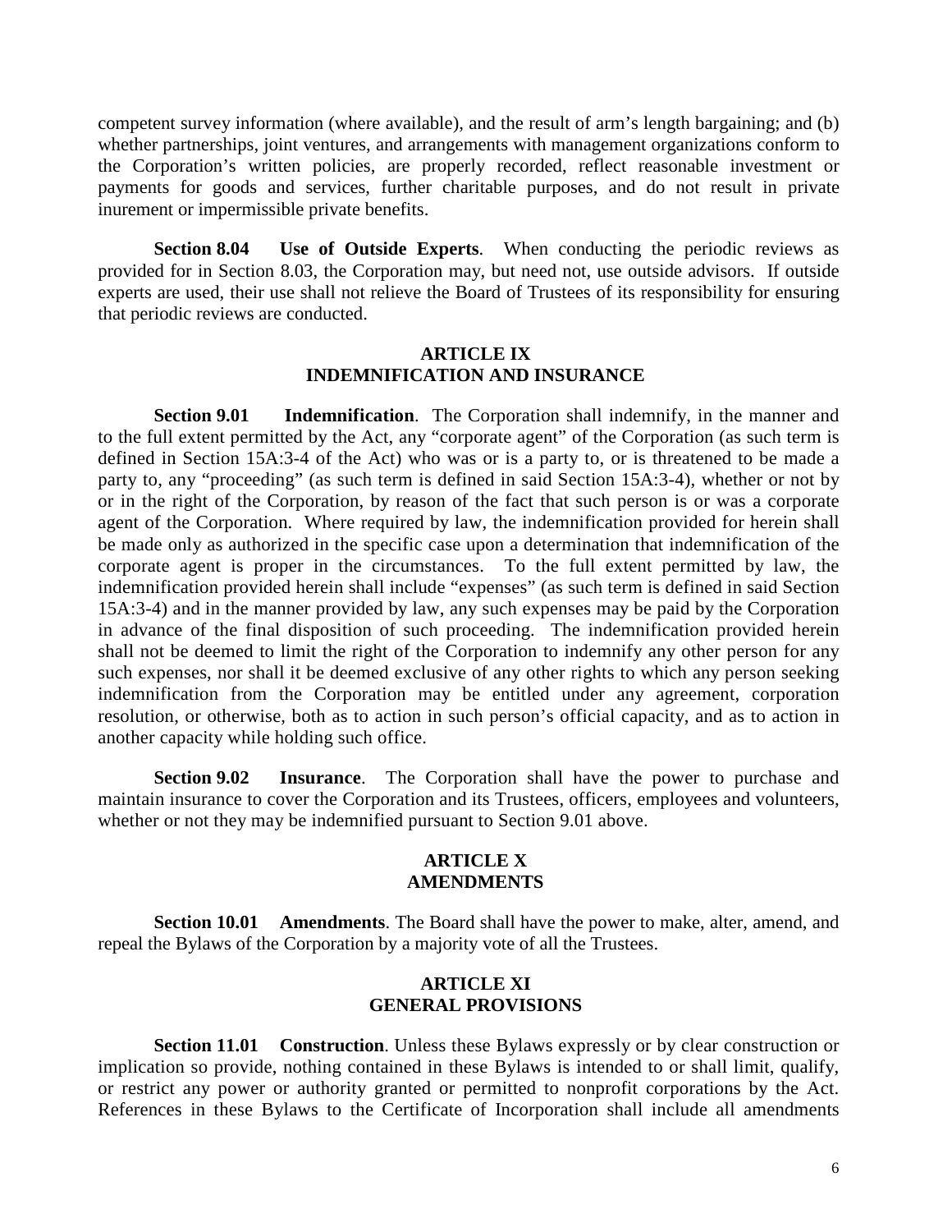competent survey information (where available), and the result of arm's length bargaining; and (b) whether partnerships, joint ventures, and arrangements with management organizations conform to the Corporation's written policies, are properly recorded, reflect reasonable investment or payments for goods and services, further charitable purposes, and do not result in private inurement or impermissible private benefits.

**Section 8.04 Use of Outside Experts**. When conducting the periodic reviews as provided for in Section 8.03, the Corporation may, but need not, use outside advisors. If outside experts are used, their use shall not relieve the Board of Trustees of its responsibility for ensuring that periodic reviews are conducted.

## ARTICLE IX
## INDEMNIFICATION AND INSURANCE

**Section 9.01 Indemnification**. The Corporation shall indemnify, in the manner and to the full extent permitted by the Act, any "corporate agent" of the Corporation (as such term is defined in Section 15A:3-4 of the Act) who was or is a party to, or is threatened to be made a party to, any "proceeding" (as such term is defined in said Section 15A:3-4), whether or not by or in the right of the Corporation, by reason of the fact that such person is or was a corporate agent of the Corporation. Where required by law, the indemnification provided for herein shall be made only as authorized in the specific case upon a determination that indemnification of the corporate agent is proper in the circumstances. To the full extent permitted by law, the indemnification provided herein shall include "expenses" (as such term is defined in said Section 15A:3-4) and in the manner provided by law, any such expenses may be paid by the Corporation in advance of the final disposition of such proceeding. The indemnification provided herein shall not be deemed to limit the right of the Corporation to indemnify any other person for any such expenses, nor shall it be deemed exclusive of any other rights to which any person seeking indemnification from the Corporation may be entitled under any agreement, corporation resolution, or otherwise, both as to action in such person's official capacity, and as to action in another capacity while holding such office.

**Section 9.02 Insurance**. The Corporation shall have the power to purchase and maintain insurance to cover the Corporation and its Trustees, officers, employees and volunteers, whether or not they may be indemnified pursuant to Section 9.01 above.

## ARTICLE X
## AMENDMENTS

**Section 10.01 Amendments**. The Board shall have the power to make, alter, amend, and repeal the Bylaws of the Corporation by a majority vote of all the Trustees.

## ARTICLE XI
## GENERAL PROVISIONS

**Section 11.01 Construction**. Unless these Bylaws expressly or by clear construction or implication so provide, nothing contained in these Bylaws is intended to or shall limit, qualify, or restrict any power or authority granted or permitted to nonprofit corporations by the Act. References in these Bylaws to the Certificate of Incorporation shall include all amendments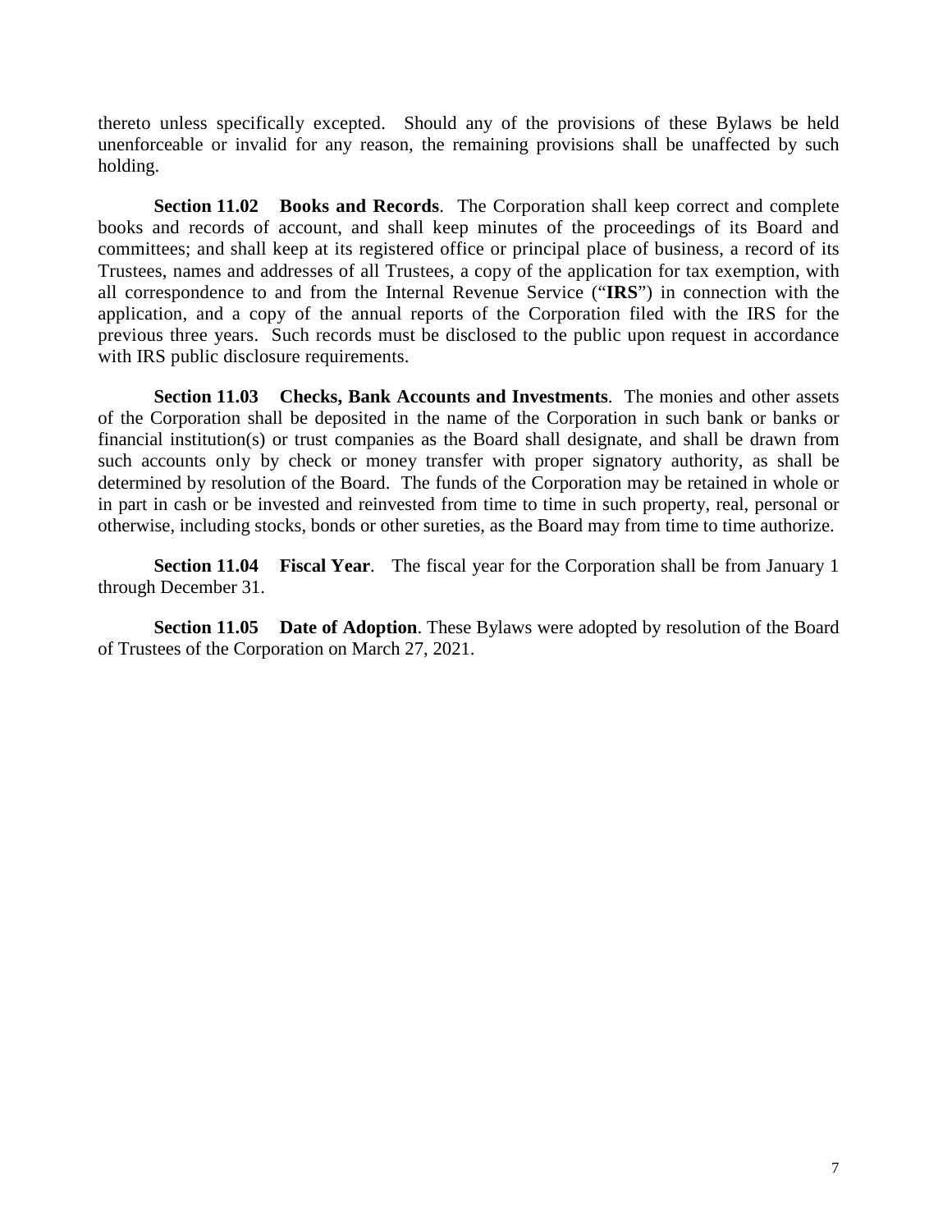thereto unless specifically excepted. Should any of the provisions of these Bylaws be held unenforceable or invalid for any reason, the remaining provisions shall be unaffected by such holding.

**Section 11.02 Books and Records**. The Corporation shall keep correct and complete books and records of account, and shall keep minutes of the proceedings of its Board and committees; and shall keep at its registered office or principal place of business, a record of its Trustees, names and addresses of all Trustees, a copy of the application for tax exemption, with all correspondence to and from the Internal Revenue Service ("**IRS**") in connection with the application, and a copy of the annual reports of the Corporation filed with the IRS for the previous three years. Such records must be disclosed to the public upon request in accordance with IRS public disclosure requirements.

**Section 11.03 Checks, Bank Accounts and Investments**. The monies and other assets of the Corporation shall be deposited in the name of the Corporation in such bank or banks or financial institution(s) or trust companies as the Board shall designate, and shall be drawn from such accounts only by check or money transfer with proper signatory authority, as shall be determined by resolution of the Board. The funds of the Corporation may be retained in whole or in part in cash or be invested and reinvested from time to time in such property, real, personal or otherwise, including stocks, bonds or other sureties, as the Board may from time to time authorize.

**Section 11.04 Fiscal Year**. The fiscal year for the Corporation shall be from January 1 through December 31.

**Section 11.05 Date of Adoption**. These Bylaws were adopted by resolution of the Board of Trustees of the Corporation on March 27, 2021.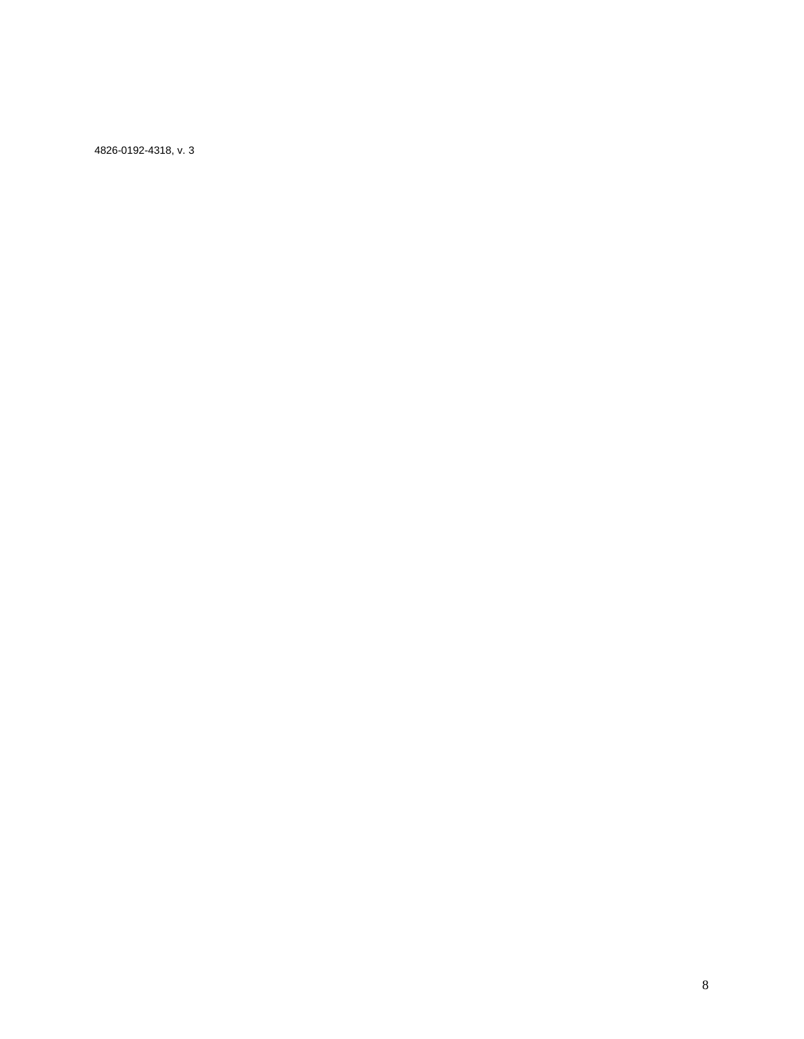4826-0192-4318, v. 3